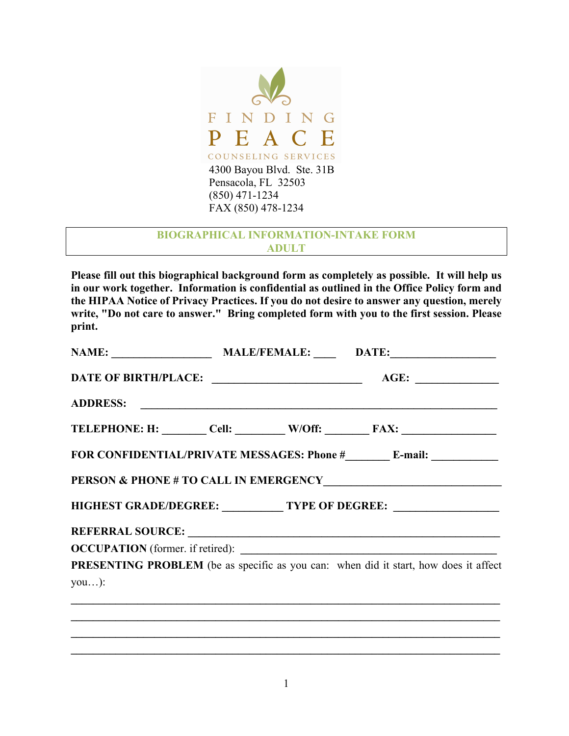FINDING PEACE
COUNSELING SERVICES

4300 Bayou Blvd. Ste. 31B
Pensacola, FL 32503
(850) 471-1234
FAX (850) 478-1234

## BIOGRAPHICAL INFORMATION-INTAKE FORM
## ADULT

**Please fill out this biographical background form as completely as possible. It will help us in our work together. Information is confidential as outlined in the Office Policy form and the HIPAA Notice of Privacy Practices. If you do not desire to answer any question, merely write, "Do not care to answer." Bring completed form with you to the first session. Please print.**

**NAME:** __________________ **MALE/FEMALE:** ____ **DATE:**___________________

**DATE OF BIRTH/PLACE:** ___________________________ **AGE:** _______________

**ADDRESS:** _________________________________________________________________

**TELEPHONE: H:** ________ **Cell:** _________ **W/Off:** ________ **FAX:** _________________

**FOR CONFIDENTIAL/PRIVATE MESSAGES: Phone #**________ **E-mail:** ____________

**PERSON & PHONE # TO CALL IN EMERGENCY**_______________________________

**HIGHEST GRADE/DEGREE:** ___________ **TYPE OF DEGREE:** ___________________

**REFERRAL SOURCE:** ______________________________________________________

**OCCUPATION** (former. if retired): _____________________________________________

**PRESENTING PROBLEM** (be as specific as you can: when did it start, how does it affect you…):

______________________________________________________________________________

______________________________________________________________________________

______________________________________________________________________________

______________________________________________________________________________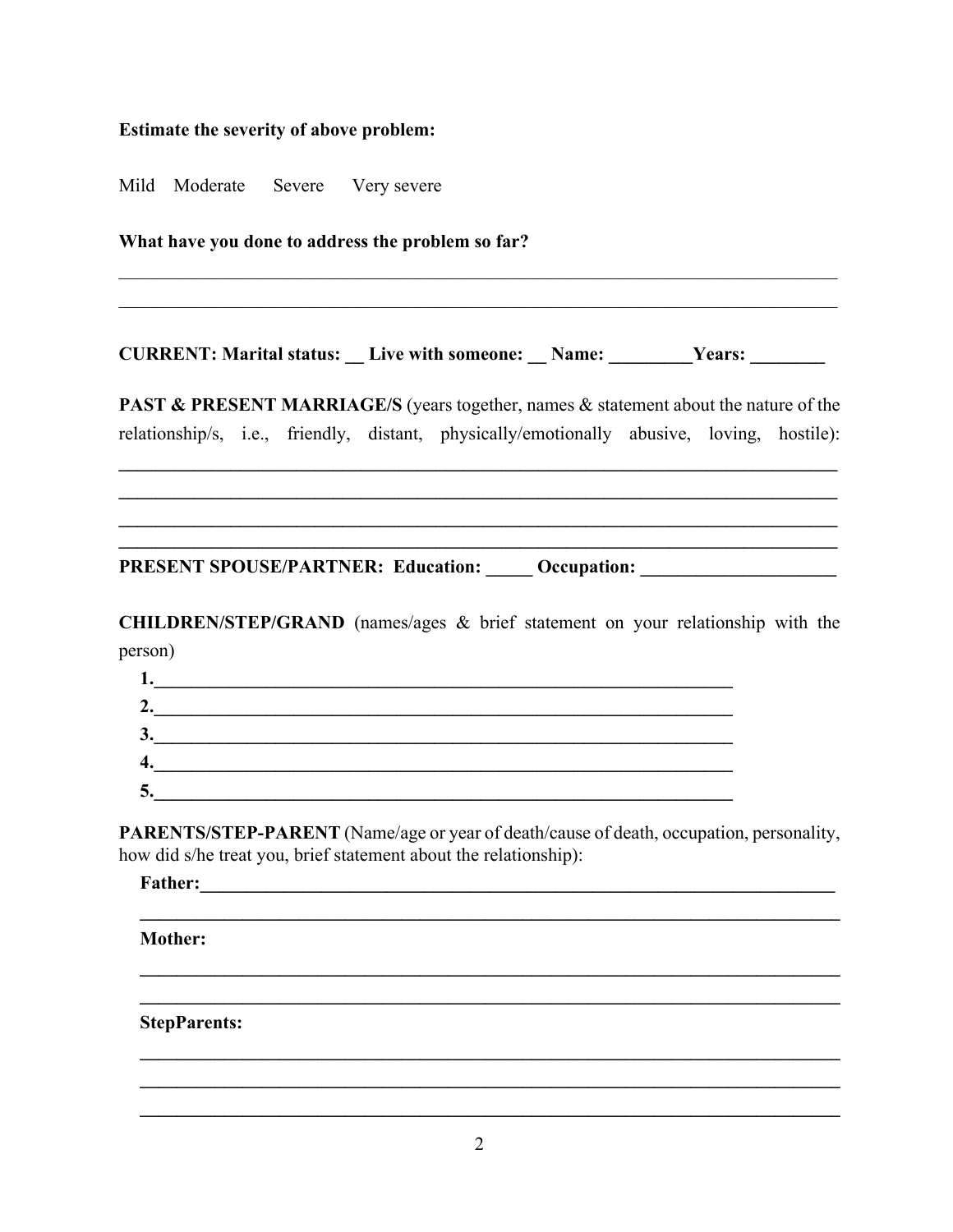**Estimate the severity of above problem:**

Mild Moderate Severe Very severe

**What have you done to address the problem so far?**

______________________________________________________________________________

______________________________________________________________________________

**CURRENT: Marital status: __ Live with someone: __ Name: _________Years: ________**

**PAST & PRESENT MARRIAGE/S** (years together, names & statement about the nature of the relationship/s, i.e., friendly, distant, physically/emotionally abusive, loving, hostile):

______________________________________________________________________________

______________________________________________________________________________

______________________________________________________________________________

______________________________________________________________________________

**PRESENT SPOUSE/PARTNER: Education: _____ Occupation: _____________________**

**CHILDREN/STEP/GRAND** (names/ages & brief statement on your relationship with the person)

1. ________________________________________________________________
2. ________________________________________________________________
3. ________________________________________________________________
4. ________________________________________________________________
5. ________________________________________________________________

**PARENTS/STEP-PARENT** (Name/age or year of death/cause of death, occupation, personality, how did s/he treat you, brief statement about the relationship):

**Father:**__________________________________________________________________

______________________________________________________________________________

**Mother:**

______________________________________________________________________________

______________________________________________________________________________

**StepParents:**

______________________________________________________________________________

______________________________________________________________________________

______________________________________________________________________________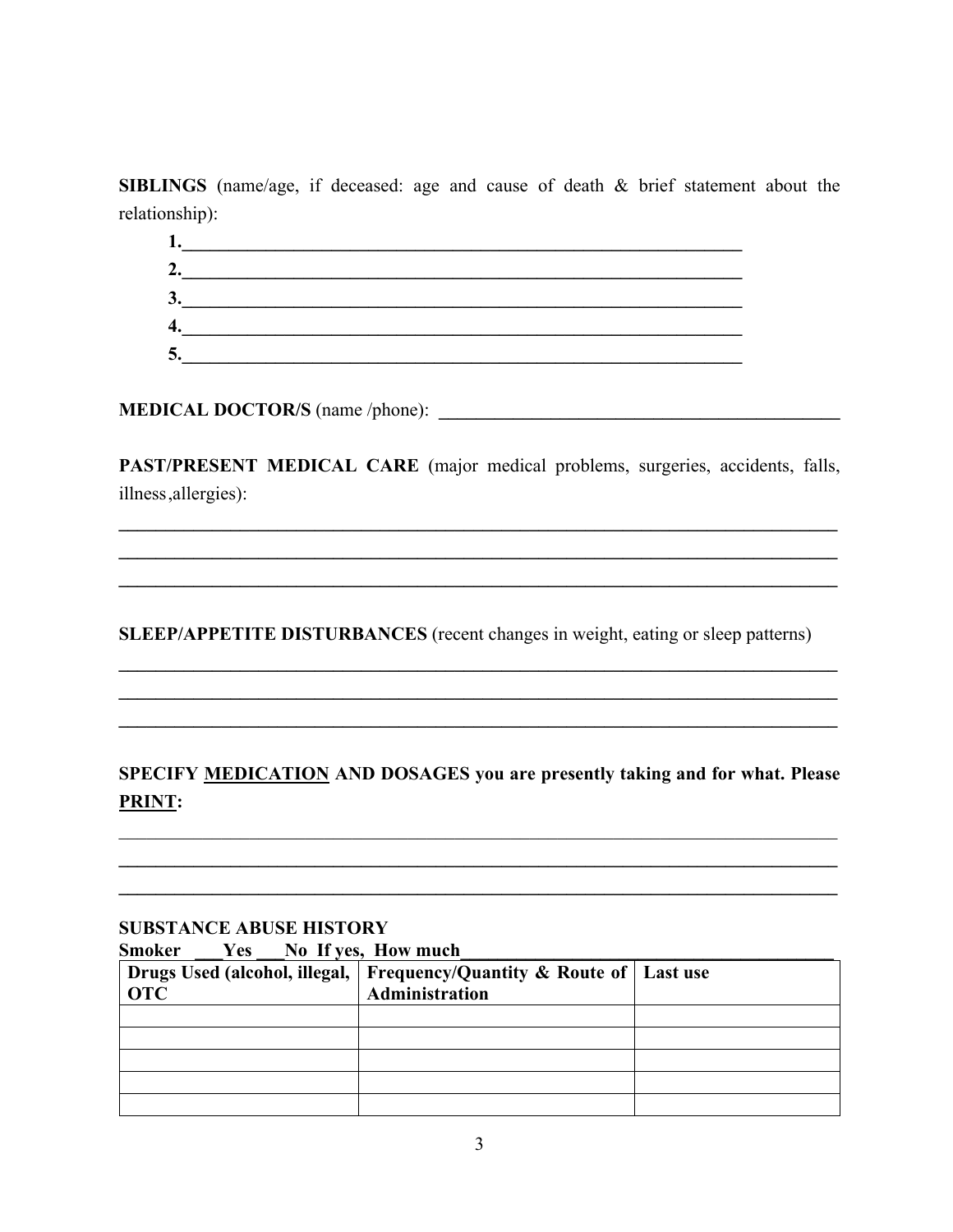**SIBLINGS** (name/age, if deceased: age and cause of death & brief statement about the relationship):

1.______________________________________________________________
2.______________________________________________________________
3.______________________________________________________________
4.______________________________________________________________
5.______________________________________________________________

**MEDICAL DOCTOR/S** (name /phone): ____________________________________________

**PAST/PRESENT MEDICAL CARE** (major medical problems, surgeries, accidents, falls, illness,allergies):

________________________________________________________________________________
________________________________________________________________________________
________________________________________________________________________________

**SLEEP/APPETITE DISTURBANCES** (recent changes in weight, eating or sleep patterns)

________________________________________________________________________________
________________________________________________________________________________
________________________________________________________________________________

**SPECIFY <u>MEDICATION</u> AND DOSAGES you are presently taking and for what. Please <u>PRINT</u>:**

________________________________________________________________________________
________________________________________________________________________________
________________________________________________________________________________

**SUBSTANCE ABUSE HISTORY**

**Smoker ___Yes ___No If yes, How much**____________________________________

| Drugs Used (alcohol, illegal, OTC | Frequency/Quantity & Route of Administration | Last use |
|---|---|---|
| | | |
| | | |
| | | |
| | | |
| | | |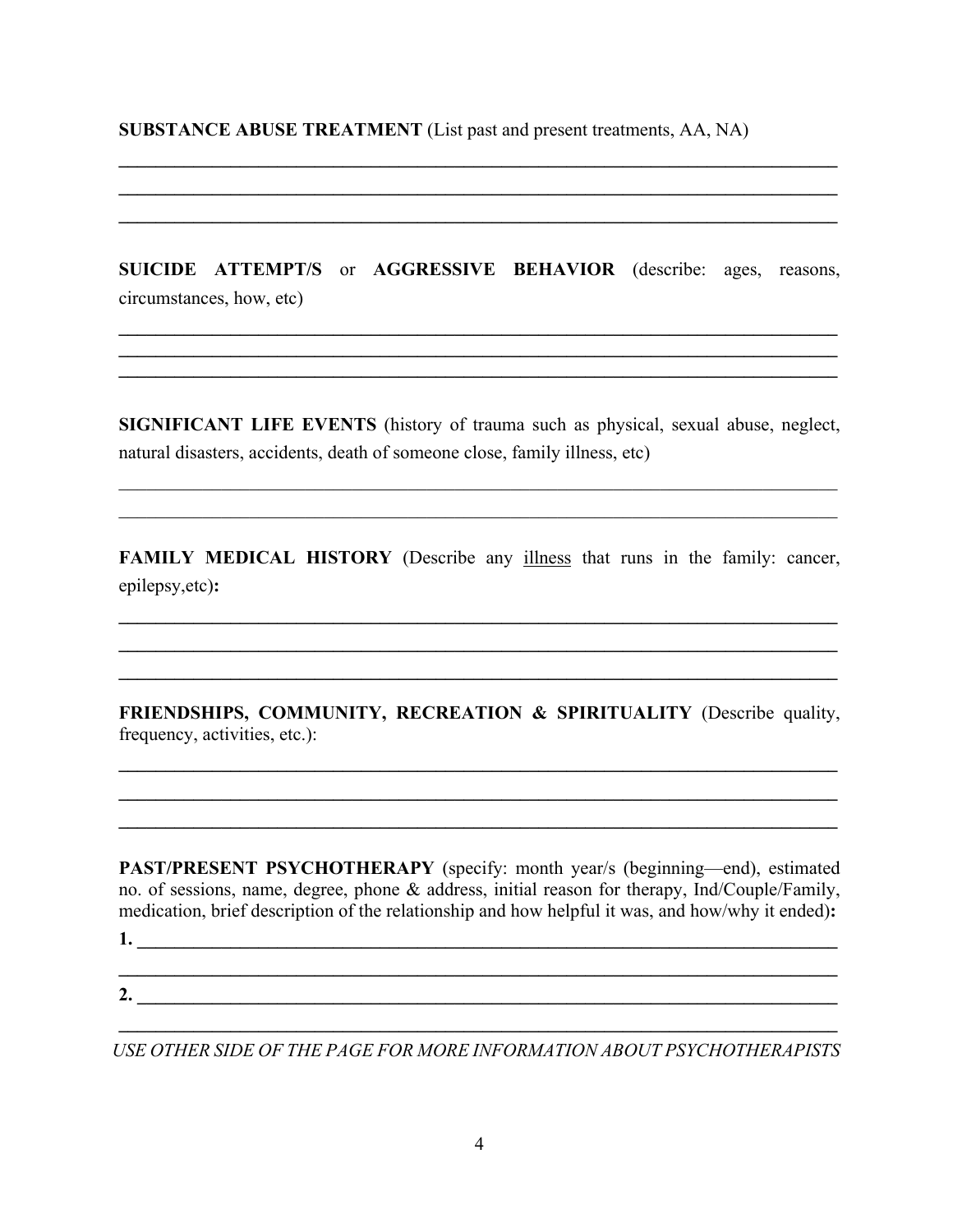**SUBSTANCE ABUSE TREATMENT** (List past and present treatments, AA, NA)

\_\_\_\_\_\_\_\_\_\_\_\_\_\_\_\_\_\_\_\_\_\_\_\_\_\_\_\_\_\_\_\_\_\_\_\_\_\_\_\_\_\_\_\_\_\_\_\_\_\_\_\_\_\_\_\_\_\_\_\_\_\_\_\_\_\_\_\_\_\_\_\_\_\_\_\_\_\_

\_\_\_\_\_\_\_\_\_\_\_\_\_\_\_\_\_\_\_\_\_\_\_\_\_\_\_\_\_\_\_\_\_\_\_\_\_\_\_\_\_\_\_\_\_\_\_\_\_\_\_\_\_\_\_\_\_\_\_\_\_\_\_\_\_\_\_\_\_\_\_\_\_\_\_\_\_\_

\_\_\_\_\_\_\_\_\_\_\_\_\_\_\_\_\_\_\_\_\_\_\_\_\_\_\_\_\_\_\_\_\_\_\_\_\_\_\_\_\_\_\_\_\_\_\_\_\_\_\_\_\_\_\_\_\_\_\_\_\_\_\_\_\_\_\_\_\_\_\_\_\_\_\_\_\_\_

**SUICIDE ATTEMPT/S** or **AGGRESSIVE BEHAVIOR** (describe: ages, reasons, circumstances, how, etc)

\_\_\_\_\_\_\_\_\_\_\_\_\_\_\_\_\_\_\_\_\_\_\_\_\_\_\_\_\_\_\_\_\_\_\_\_\_\_\_\_\_\_\_\_\_\_\_\_\_\_\_\_\_\_\_\_\_\_\_\_\_\_\_\_\_\_\_\_\_\_\_\_\_\_\_\_\_\_

\_\_\_\_\_\_\_\_\_\_\_\_\_\_\_\_\_\_\_\_\_\_\_\_\_\_\_\_\_\_\_\_\_\_\_\_\_\_\_\_\_\_\_\_\_\_\_\_\_\_\_\_\_\_\_\_\_\_\_\_\_\_\_\_\_\_\_\_\_\_\_\_\_\_\_\_\_\_

\_\_\_\_\_\_\_\_\_\_\_\_\_\_\_\_\_\_\_\_\_\_\_\_\_\_\_\_\_\_\_\_\_\_\_\_\_\_\_\_\_\_\_\_\_\_\_\_\_\_\_\_\_\_\_\_\_\_\_\_\_\_\_\_\_\_\_\_\_\_\_\_\_\_\_\_\_\_

**SIGNIFICANT LIFE EVENTS** (history of trauma such as physical, sexual abuse, neglect, natural disasters, accidents, death of someone close, family illness, etc)

\_\_\_\_\_\_\_\_\_\_\_\_\_\_\_\_\_\_\_\_\_\_\_\_\_\_\_\_\_\_\_\_\_\_\_\_\_\_\_\_\_\_\_\_\_\_\_\_\_\_\_\_\_\_\_\_\_\_\_\_\_\_\_\_\_\_\_\_\_\_\_\_\_\_\_\_\_\_

\_\_\_\_\_\_\_\_\_\_\_\_\_\_\_\_\_\_\_\_\_\_\_\_\_\_\_\_\_\_\_\_\_\_\_\_\_\_\_\_\_\_\_\_\_\_\_\_\_\_\_\_\_\_\_\_\_\_\_\_\_\_\_\_\_\_\_\_\_\_\_\_\_\_\_\_\_\_

**FAMILY MEDICAL HISTORY** (Describe any <u>illness</u> that runs in the family: cancer, epilepsy,etc)**:**

\_\_\_\_\_\_\_\_\_\_\_\_\_\_\_\_\_\_\_\_\_\_\_\_\_\_\_\_\_\_\_\_\_\_\_\_\_\_\_\_\_\_\_\_\_\_\_\_\_\_\_\_\_\_\_\_\_\_\_\_\_\_\_\_\_\_\_\_\_\_\_\_\_\_\_\_\_\_

\_\_\_\_\_\_\_\_\_\_\_\_\_\_\_\_\_\_\_\_\_\_\_\_\_\_\_\_\_\_\_\_\_\_\_\_\_\_\_\_\_\_\_\_\_\_\_\_\_\_\_\_\_\_\_\_\_\_\_\_\_\_\_\_\_\_\_\_\_\_\_\_\_\_\_\_\_\_

\_\_\_\_\_\_\_\_\_\_\_\_\_\_\_\_\_\_\_\_\_\_\_\_\_\_\_\_\_\_\_\_\_\_\_\_\_\_\_\_\_\_\_\_\_\_\_\_\_\_\_\_\_\_\_\_\_\_\_\_\_\_\_\_\_\_\_\_\_\_\_\_\_\_\_\_\_\_

**FRIENDSHIPS, COMMUNITY, RECREATION & SPIRITUALITY** (Describe quality, frequency, activities, etc.):

\_\_\_\_\_\_\_\_\_\_\_\_\_\_\_\_\_\_\_\_\_\_\_\_\_\_\_\_\_\_\_\_\_\_\_\_\_\_\_\_\_\_\_\_\_\_\_\_\_\_\_\_\_\_\_\_\_\_\_\_\_\_\_\_\_\_\_\_\_\_\_\_\_\_\_\_\_\_

\_\_\_\_\_\_\_\_\_\_\_\_\_\_\_\_\_\_\_\_\_\_\_\_\_\_\_\_\_\_\_\_\_\_\_\_\_\_\_\_\_\_\_\_\_\_\_\_\_\_\_\_\_\_\_\_\_\_\_\_\_\_\_\_\_\_\_\_\_\_\_\_\_\_\_\_\_\_

\_\_\_\_\_\_\_\_\_\_\_\_\_\_\_\_\_\_\_\_\_\_\_\_\_\_\_\_\_\_\_\_\_\_\_\_\_\_\_\_\_\_\_\_\_\_\_\_\_\_\_\_\_\_\_\_\_\_\_\_\_\_\_\_\_\_\_\_\_\_\_\_\_\_\_\_\_\_

**PAST/PRESENT PSYCHOTHERAPY** (specify: month year/s (beginning—end), estimated no. of sessions, name, degree, phone & address, initial reason for therapy, Ind/Couple/Family, medication, brief description of the relationship and how helpful it was, and how/why it ended)**:**

**1.** \_\_\_\_\_\_\_\_\_\_\_\_\_\_\_\_\_\_\_\_\_\_\_\_\_\_\_\_\_\_\_\_\_\_\_\_\_\_\_\_\_\_\_\_\_\_\_\_\_\_\_\_\_\_\_\_\_\_\_\_\_\_\_\_\_\_\_\_\_\_\_\_\_\_\_\_

\_\_\_\_\_\_\_\_\_\_\_\_\_\_\_\_\_\_\_\_\_\_\_\_\_\_\_\_\_\_\_\_\_\_\_\_\_\_\_\_\_\_\_\_\_\_\_\_\_\_\_\_\_\_\_\_\_\_\_\_\_\_\_\_\_\_\_\_\_\_\_\_\_\_\_\_\_\_

**2.** \_\_\_\_\_\_\_\_\_\_\_\_\_\_\_\_\_\_\_\_\_\_\_\_\_\_\_\_\_\_\_\_\_\_\_\_\_\_\_\_\_\_\_\_\_\_\_\_\_\_\_\_\_\_\_\_\_\_\_\_\_\_\_\_\_\_\_\_\_\_\_\_\_\_\_\_

\_\_\_\_\_\_\_\_\_\_\_\_\_\_\_\_\_\_\_\_\_\_\_\_\_\_\_\_\_\_\_\_\_\_\_\_\_\_\_\_\_\_\_\_\_\_\_\_\_\_\_\_\_\_\_\_\_\_\_\_\_\_\_\_\_\_\_\_\_\_\_\_\_\_\_\_\_\_

*USE OTHER SIDE OF THE PAGE FOR MORE INFORMATION ABOUT PSYCHOTHERAPISTS*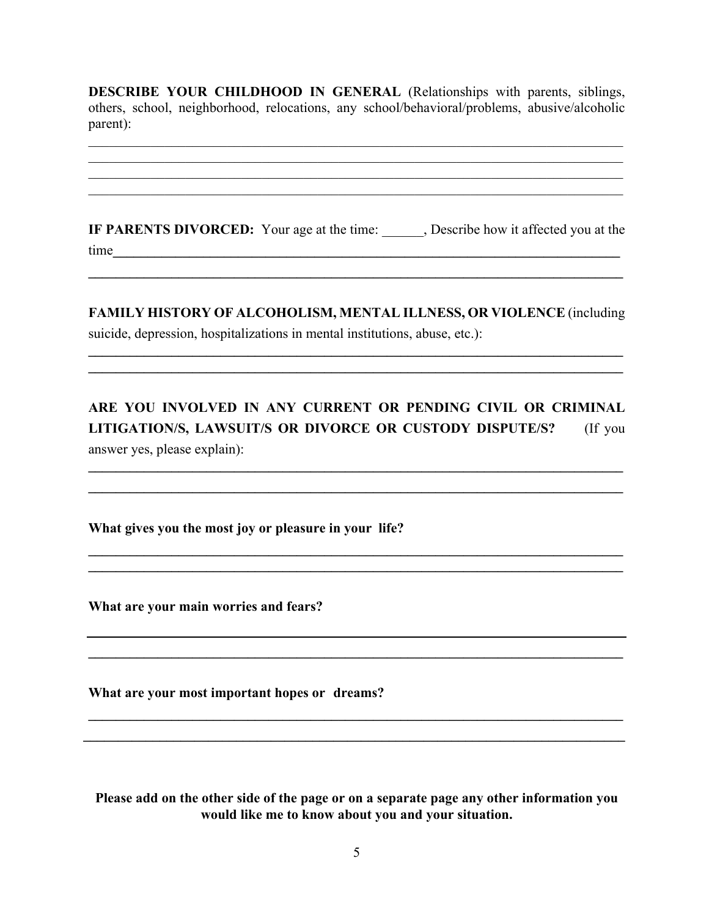**DESCRIBE YOUR CHILDHOOD IN GENERAL** (Relationships with parents, siblings, others, school, neighborhood, relocations, any school/behavioral/problems, abusive/alcoholic parent):

\_\_\_\_\_\_\_\_\_\_\_\_\_\_\_\_\_\_\_\_\_\_\_\_\_\_\_\_\_\_\_\_\_\_\_\_\_\_\_\_\_\_\_\_\_\_\_\_\_\_\_\_\_\_\_\_\_\_\_\_\_\_\_\_\_\_\_\_\_\_\_\_\_\_\_\_

\_\_\_\_\_\_\_\_\_\_\_\_\_\_\_\_\_\_\_\_\_\_\_\_\_\_\_\_\_\_\_\_\_\_\_\_\_\_\_\_\_\_\_\_\_\_\_\_\_\_\_\_\_\_\_\_\_\_\_\_\_\_\_\_\_\_\_\_\_\_\_\_\_\_\_\_

\_\_\_\_\_\_\_\_\_\_\_\_\_\_\_\_\_\_\_\_\_\_\_\_\_\_\_\_\_\_\_\_\_\_\_\_\_\_\_\_\_\_\_\_\_\_\_\_\_\_\_\_\_\_\_\_\_\_\_\_\_\_\_\_\_\_\_\_\_\_\_\_\_\_\_\_

\_\_\_\_\_\_\_\_\_\_\_\_\_\_\_\_\_\_\_\_\_\_\_\_\_\_\_\_\_\_\_\_\_\_\_\_\_\_\_\_\_\_\_\_\_\_\_\_\_\_\_\_\_\_\_\_\_\_\_\_\_\_\_\_\_\_\_\_\_\_\_\_\_\_\_\_

**IF PARENTS DIVORCED:** Your age at the time: \_\_\_\_\_\_, Describe how it affected you at the time\_\_\_\_\_\_\_\_\_\_\_\_\_\_\_\_\_\_\_\_\_\_\_\_\_\_\_\_\_\_\_\_\_\_\_\_\_\_\_\_\_\_\_\_\_\_\_\_\_\_\_\_\_\_\_\_\_\_\_\_\_\_\_\_\_\_\_\_\_\_

\_\_\_\_\_\_\_\_\_\_\_\_\_\_\_\_\_\_\_\_\_\_\_\_\_\_\_\_\_\_\_\_\_\_\_\_\_\_\_\_\_\_\_\_\_\_\_\_\_\_\_\_\_\_\_\_\_\_\_\_\_\_\_\_\_\_\_\_\_\_\_\_\_\_\_\_

**FAMILY HISTORY OF ALCOHOLISM, MENTAL ILLNESS, OR VIOLENCE** (including suicide, depression, hospitalizations in mental institutions, abuse, etc.):

\_\_\_\_\_\_\_\_\_\_\_\_\_\_\_\_\_\_\_\_\_\_\_\_\_\_\_\_\_\_\_\_\_\_\_\_\_\_\_\_\_\_\_\_\_\_\_\_\_\_\_\_\_\_\_\_\_\_\_\_\_\_\_\_\_\_\_\_\_\_\_\_\_\_\_\_

\_\_\_\_\_\_\_\_\_\_\_\_\_\_\_\_\_\_\_\_\_\_\_\_\_\_\_\_\_\_\_\_\_\_\_\_\_\_\_\_\_\_\_\_\_\_\_\_\_\_\_\_\_\_\_\_\_\_\_\_\_\_\_\_\_\_\_\_\_\_\_\_\_\_\_\_

**ARE YOU INVOLVED IN ANY CURRENT OR PENDING CIVIL OR CRIMINAL LITIGATION/S, LAWSUIT/S OR DIVORCE OR CUSTODY DISPUTE/S?** (If you answer yes, please explain):

\_\_\_\_\_\_\_\_\_\_\_\_\_\_\_\_\_\_\_\_\_\_\_\_\_\_\_\_\_\_\_\_\_\_\_\_\_\_\_\_\_\_\_\_\_\_\_\_\_\_\_\_\_\_\_\_\_\_\_\_\_\_\_\_\_\_\_\_\_\_\_\_\_\_\_\_

\_\_\_\_\_\_\_\_\_\_\_\_\_\_\_\_\_\_\_\_\_\_\_\_\_\_\_\_\_\_\_\_\_\_\_\_\_\_\_\_\_\_\_\_\_\_\_\_\_\_\_\_\_\_\_\_\_\_\_\_\_\_\_\_\_\_\_\_\_\_\_\_\_\_\_\_

**What gives you the most joy or pleasure in your life?**

\_\_\_\_\_\_\_\_\_\_\_\_\_\_\_\_\_\_\_\_\_\_\_\_\_\_\_\_\_\_\_\_\_\_\_\_\_\_\_\_\_\_\_\_\_\_\_\_\_\_\_\_\_\_\_\_\_\_\_\_\_\_\_\_\_\_\_\_\_\_\_\_\_\_\_\_

\_\_\_\_\_\_\_\_\_\_\_\_\_\_\_\_\_\_\_\_\_\_\_\_\_\_\_\_\_\_\_\_\_\_\_\_\_\_\_\_\_\_\_\_\_\_\_\_\_\_\_\_\_\_\_\_\_\_\_\_\_\_\_\_\_\_\_\_\_\_\_\_\_\_\_\_

**What are your main worries and fears?**

\_\_\_\_\_\_\_\_\_\_\_\_\_\_\_\_\_\_\_\_\_\_\_\_\_\_\_\_\_\_\_\_\_\_\_\_\_\_\_\_\_\_\_\_\_\_\_\_\_\_\_\_\_\_\_\_\_\_\_\_\_\_\_\_\_\_\_\_\_\_\_\_\_\_\_\_

\_\_\_\_\_\_\_\_\_\_\_\_\_\_\_\_\_\_\_\_\_\_\_\_\_\_\_\_\_\_\_\_\_\_\_\_\_\_\_\_\_\_\_\_\_\_\_\_\_\_\_\_\_\_\_\_\_\_\_\_\_\_\_\_\_\_\_\_\_\_\_\_\_\_\_\_

**What are your most important hopes or dreams?**

\_\_\_\_\_\_\_\_\_\_\_\_\_\_\_\_\_\_\_\_\_\_\_\_\_\_\_\_\_\_\_\_\_\_\_\_\_\_\_\_\_\_\_\_\_\_\_\_\_\_\_\_\_\_\_\_\_\_\_\_\_\_\_\_\_\_\_\_\_\_\_\_\_\_\_\_

\_\_\_\_\_\_\_\_\_\_\_\_\_\_\_\_\_\_\_\_\_\_\_\_\_\_\_\_\_\_\_\_\_\_\_\_\_\_\_\_\_\_\_\_\_\_\_\_\_\_\_\_\_\_\_\_\_\_\_\_\_\_\_\_\_\_\_\_\_\_\_\_\_\_\_\_

**Please add on the other side of the page or on a separate page any other information you would like me to know about you and your situation.**